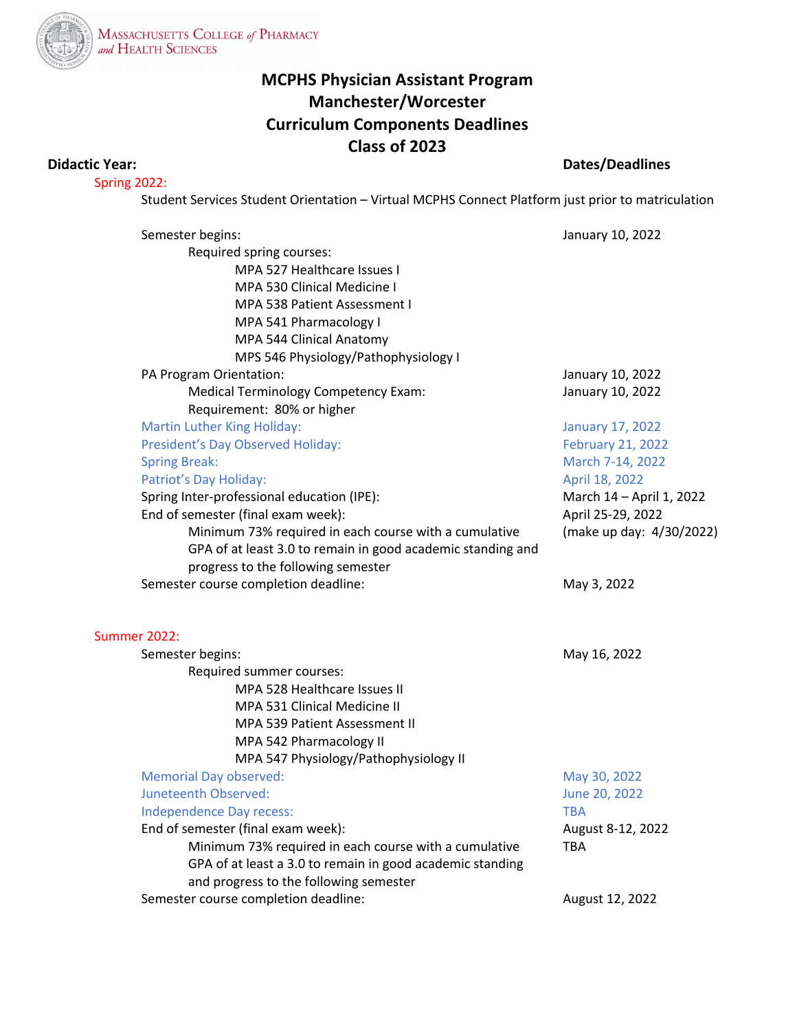Massachusetts College of Pharmacy and Health Sciences

# MCPHS Physician Assistant Program
# Manchester/Worcester
# Curriculum Components Deadlines
# Class of 2023

**Didactic Year:** **Dates/Deadlines**

## Spring 2022:

Student Services Student Orientation – Virtual MCPHS Connect Platform just prior to matriculation

| | |
|---|---|
| Semester begins: | January 10, 2022 |
| Required spring courses: | |
| MPA 527 Healthcare Issues I | |
| MPA 530 Clinical Medicine I | |
| MPA 538 Patient Assessment I | |
| MPA 541 Pharmacology I | |
| MPA 544 Clinical Anatomy | |
| MPS 546 Physiology/Pathophysiology I | |
| PA Program Orientation: | January 10, 2022 |
| Medical Terminology Competency Exam: | January 10, 2022 |
| Requirement: 80% or higher | |
| Martin Luther King Holiday: | January 17, 2022 |
| President's Day Observed Holiday: | February 21, 2022 |
| Spring Break: | March 7-14, 2022 |
| Patriot's Day Holiday: | April 18, 2022 |
| Spring Inter-professional education (IPE): | March 14 – April 1, 2022 |
| End of semester (final exam week): | April 25-29, 2022 |
| Minimum 73% required in each course with a cumulative GPA of at least 3.0 to remain in good academic standing and progress to the following semester | (make up day: 4/30/2022) |
| Semester course completion deadline: | May 3, 2022 |

## Summer 2022:

| | |
|---|---|
| Semester begins: | May 16, 2022 |
| Required summer courses: | |
| MPA 528 Healthcare Issues II | |
| MPA 531 Clinical Medicine II | |
| MPA 539 Patient Assessment II | |
| MPA 542 Pharmacology II | |
| MPA 547 Physiology/Pathophysiology II | |
| Memorial Day observed: | May 30, 2022 |
| Juneteenth Observed: | June 20, 2022 |
| Independence Day recess: | TBA |
| End of semester (final exam week): | August 8-12, 2022 |
| Minimum 73% required in each course with a cumulative GPA of at least a 3.0 to remain in good academic standing and progress to the following semester | TBA |
| Semester course completion deadline: | August 12, 2022 |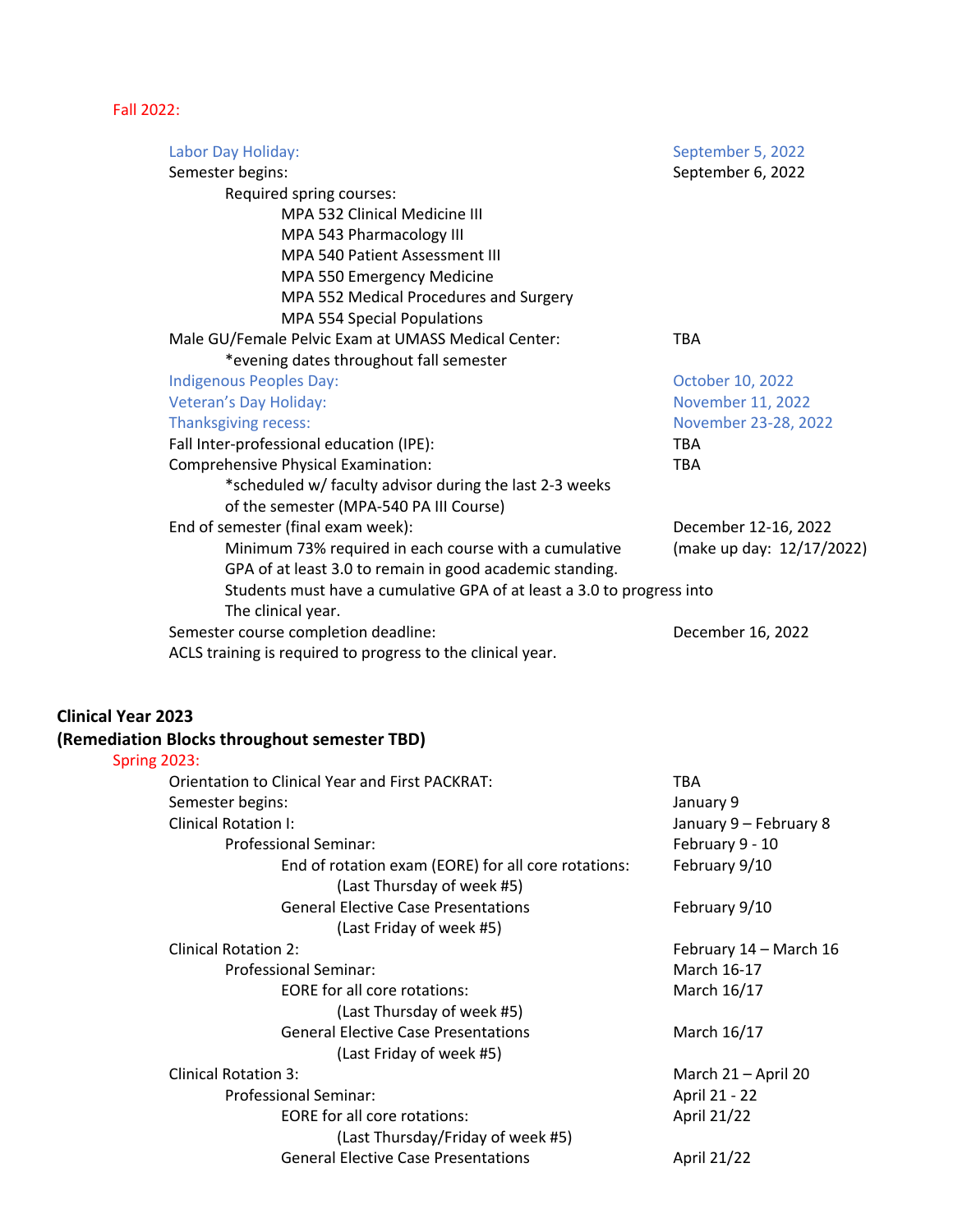Fall 2022:

| | |
|---|---|
| Labor Day Holiday: | September 5, 2022 |
| Semester begins: | September 6, 2022 |
| Required spring courses: | |
| MPA 532 Clinical Medicine III | |
| MPA 543 Pharmacology III | |
| MPA 540 Patient Assessment III | |
| MPA 550 Emergency Medicine | |
| MPA 552 Medical Procedures and Surgery | |
| MPA 554 Special Populations | |
| Male GU/Female Pelvic Exam at UMASS Medical Center: *evening dates throughout fall semester | TBA |
| Indigenous Peoples Day: | October 10, 2022 |
| Veteran's Day Holiday: | November 11, 2022 |
| Thanksgiving recess: | November 23-28, 2022 |
| Fall Inter-professional education (IPE): | TBA |
| Comprehensive Physical Examination: *scheduled w/ faculty advisor during the last 2-3 weeks of the semester (MPA-540 PA III Course) | TBA |
| End of semester (final exam week): | December 12-16, 2022 |
| Minimum 73% required in each course with a cumulative GPA of at least 3.0 to remain in good academic standing. | (make up day: 12/17/2022) |
| Students must have a cumulative GPA of at least a 3.0 to progress into The clinical year. | |
| Semester course completion deadline: | December 16, 2022 |
| ACLS training is required to progress to the clinical year. | |

**Clinical Year 2023**
**(Remediation Blocks throughout semester TBD)**

Spring 2023:

| | |
|---|---|
| Orientation to Clinical Year and First PACKRAT: | TBA |
| Semester begins: | January 9 |
| Clinical Rotation I: | January 9 – February 8 |
| Professional Seminar: | February 9 - 10 |
| End of rotation exam (EORE) for all core rotations: (Last Thursday of week #5) | February 9/10 |
| General Elective Case Presentations (Last Friday of week #5) | February 9/10 |
| Clinical Rotation 2: | February 14 – March 16 |
| Professional Seminar: | March 16-17 |
| EORE for all core rotations: (Last Thursday of week #5) | March 16/17 |
| General Elective Case Presentations (Last Friday of week #5) | March 16/17 |
| Clinical Rotation 3: | March 21 – April 20 |
| Professional Seminar: | April 21 - 22 |
| EORE for all core rotations: (Last Thursday/Friday of week #5) | April 21/22 |
| General Elective Case Presentations | April 21/22 |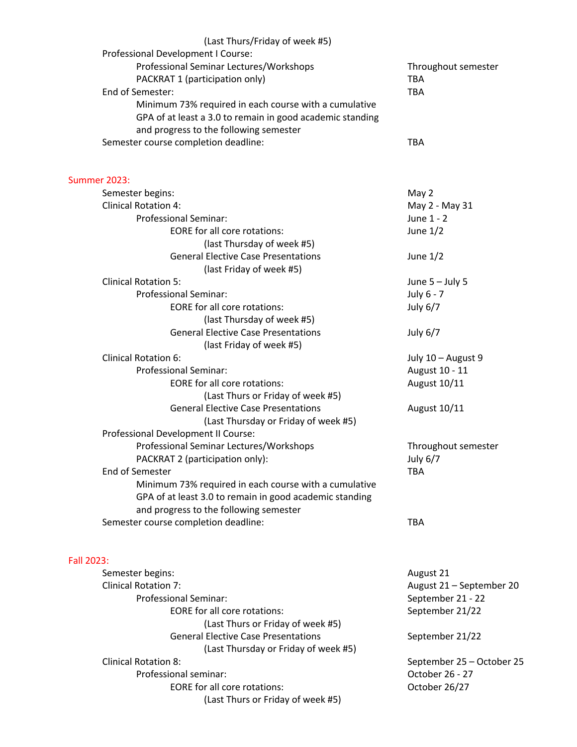(Last Thurs/Friday of week #5)

Professional Development I Course:

- Professional Seminar Lectures/Workshops — Throughout semester
- PACKRAT 1 (participation only) — TBA

End of Semester: — TBA

- Minimum 73% required in each course with a cumulative GPA of at least a 3.0 to remain in good academic standing and progress to the following semester

Semester course completion deadline: — TBA

## Summer 2023:

| | |
|---|---|
| Semester begins: | May 2 |
| Clinical Rotation 4: | May 2 - May 31 |
| Professional Seminar: | June 1 - 2 |
| EORE for all core rotations: (last Thursday of week #5) | June 1/2 |
| General Elective Case Presentations (last Friday of week #5) | June 1/2 |
| Clinical Rotation 5: | June 5 – July 5 |
| Professional Seminar: | July 6 - 7 |
| EORE for all core rotations: (last Thursday of week #5) | July 6/7 |
| General Elective Case Presentations (last Friday of week #5) | July 6/7 |
| Clinical Rotation 6: | July 10 – August 9 |
| Professional Seminar: | August 10 - 11 |
| EORE for all core rotations: (Last Thurs or Friday of week #5) | August 10/11 |
| General Elective Case Presentations (Last Thursday or Friday of week #5) | August 10/11 |
| Professional Development II Course: | |
| Professional Seminar Lectures/Workshops | Throughout semester |
| PACKRAT 2 (participation only): | July 6/7 |
| End of Semester | TBA |
| Minimum 73% required in each course with a cumulative GPA of at least 3.0 to remain in good academic standing and progress to the following semester | |
| Semester course completion deadline: | TBA |

## Fall 2023:

| | |
|---|---|
| Semester begins: | August 21 |
| Clinical Rotation 7: | August 21 – September 20 |
| Professional Seminar: | September 21 - 22 |
| EORE for all core rotations: (Last Thurs or Friday of week #5) | September 21/22 |
| General Elective Case Presentations (Last Thursday or Friday of week #5) | September 21/22 |
| Clinical Rotation 8: | September 25 – October 25 |
| Professional seminar: | October 26 - 27 |
| EORE for all core rotations: (Last Thurs or Friday of week #5) | October 26/27 |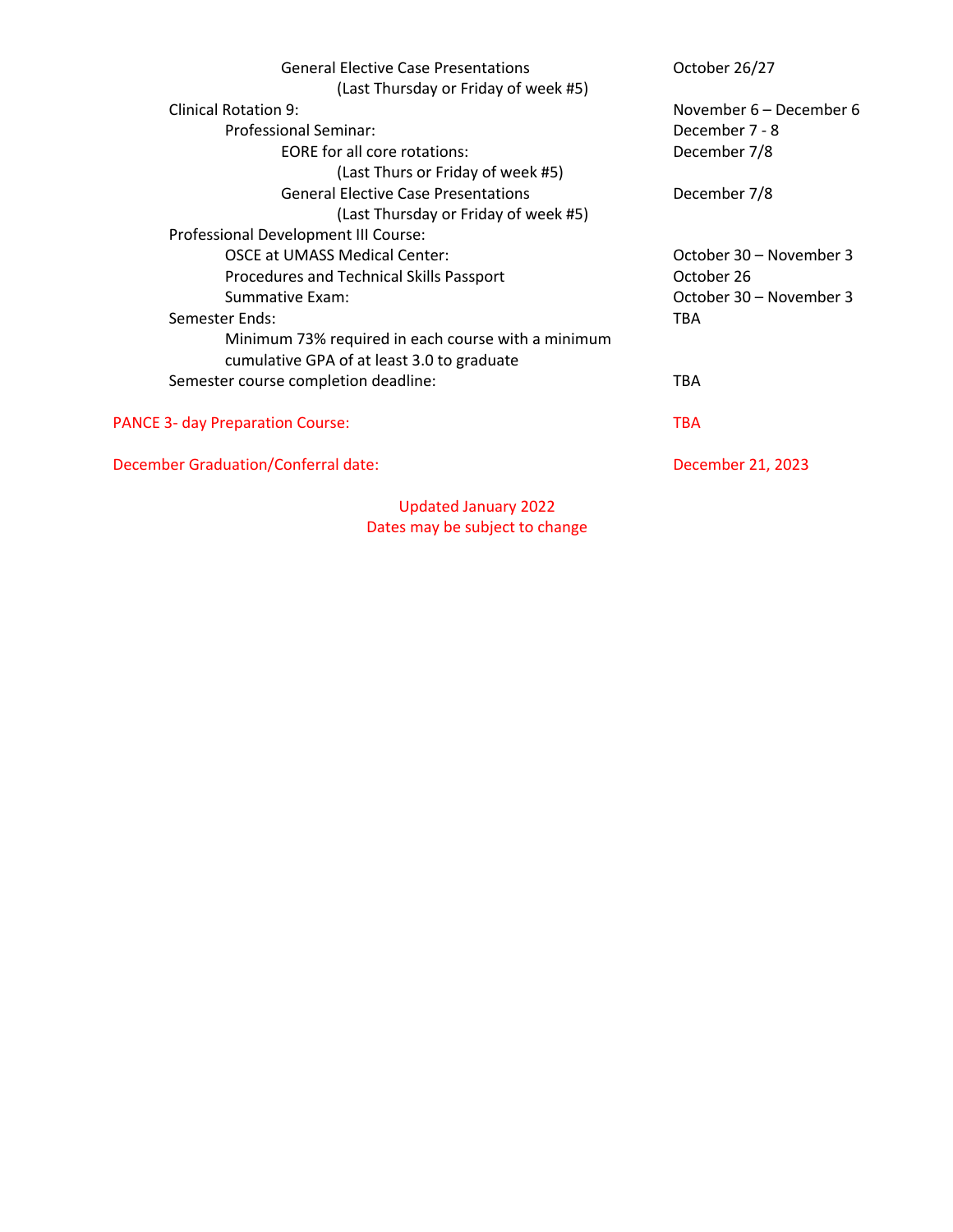| | |
|---|---|
| General Elective Case Presentations (Last Thursday or Friday of week #5) | October 26/27 |
| Clinical Rotation 9: | November 6 – December 6 |
| Professional Seminar: | December 7 - 8 |
| EORE for all core rotations: (Last Thurs or Friday of week #5) | December 7/8 |
| General Elective Case Presentations (Last Thursday or Friday of week #5) | December 7/8 |
| Professional Development III Course: | |
| OSCE at UMASS Medical Center: | October 30 – November 3 |
| Procedures and Technical Skills Passport | October 26 |
| Summative Exam: | October 30 – November 3 |
| Semester Ends: | TBA |
| Minimum 73% required in each course with a minimum cumulative GPA of at least 3.0 to graduate | |
| Semester course completion deadline: | TBA |
| PANCE 3- day Preparation Course: | TBA |
| December Graduation/Conferral date: | December 21, 2023 |

Updated January 2022

Dates may be subject to change